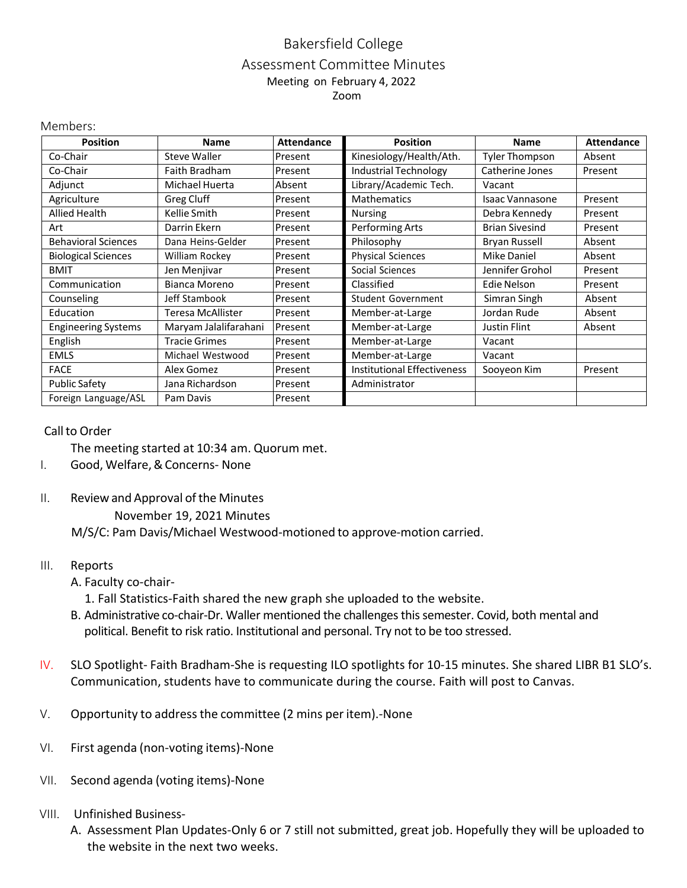# Bakersfield College

## Assessment Committee Minutes

Meeting on February 4, 2022

Zoom

Members:

| Position | Name | Attendance | Position | Name | Attendance |
|---|---|---|---|---|---|
| Co-Chair | Steve Waller | Present | Kinesiology/Health/Ath. | Tyler Thompson | Absent |
| Co-Chair | Faith Bradham | Present | Industrial Technology | Catherine Jones | Present |
| Adjunct | Michael Huerta | Absent | Library/Academic Tech. | Vacant | |
| Agriculture | Greg Cluff | Present | Mathematics | Isaac Vannasone | Present |
| Allied Health | Kellie Smith | Present | Nursing | Debra Kennedy | Present |
| Art | Darrin Ekern | Present | Performing Arts | Brian Sivesind | Present |
| Behavioral Sciences | Dana Heins-Gelder | Present | Philosophy | Bryan Russell | Absent |
| Biological Sciences | William Rockey | Present | Physical Sciences | Mike Daniel | Absent |
| BMIT | Jen Menjivar | Present | Social Sciences | Jennifer Grohol | Present |
| Communication | Bianca Moreno | Present | Classified | Edie Nelson | Present |
| Counseling | Jeff Stambook | Present | Student Government | Simran Singh | Absent |
| Education | Teresa McAllister | Present | Member-at-Large | Jordan Rude | Absent |
| Engineering Systems | Maryam Jalalifarahani | Present | Member-at-Large | Justin Flint | Absent |
| English | Tracie Grimes | Present | Member-at-Large | Vacant | |
| EMLS | Michael Westwood | Present | Member-at-Large | Vacant | |
| FACE | Alex Gomez | Present | Institutional Effectiveness | Sooyeon Kim | Present |
| Public Safety | Jana Richardson | Present | Administrator | | |
| Foreign Language/ASL | Pam Davis | Present | | | |

Call to Order

The meeting started at 10:34 am. Quorum met.

I. Good, Welfare, & Concerns- None

II. Review and Approval of the Minutes

November 19, 2021 Minutes

M/S/C: Pam Davis/Michael Westwood-motioned to approve-motion carried.

III. Reports

A. Faculty co-chair-

1. Fall Statistics-Faith shared the new graph she uploaded to the website.

B. Administrative co-chair-Dr. Waller mentioned the challenges this semester. Covid, both mental and political. Benefit to risk ratio. Institutional and personal. Try not to be too stressed.

IV. SLO Spotlight- Faith Bradham-She is requesting ILO spotlights for 10-15 minutes. She shared LIBR B1 SLO's. Communication, students have to communicate during the course. Faith will post to Canvas.

V. Opportunity to address the committee (2 mins per item).-None

VI. First agenda (non-voting items)-None

VII. Second agenda (voting items)-None

VIII. Unfinished Business-

A. Assessment Plan Updates-Only 6 or 7 still not submitted, great job. Hopefully they will be uploaded to the website in the next two weeks.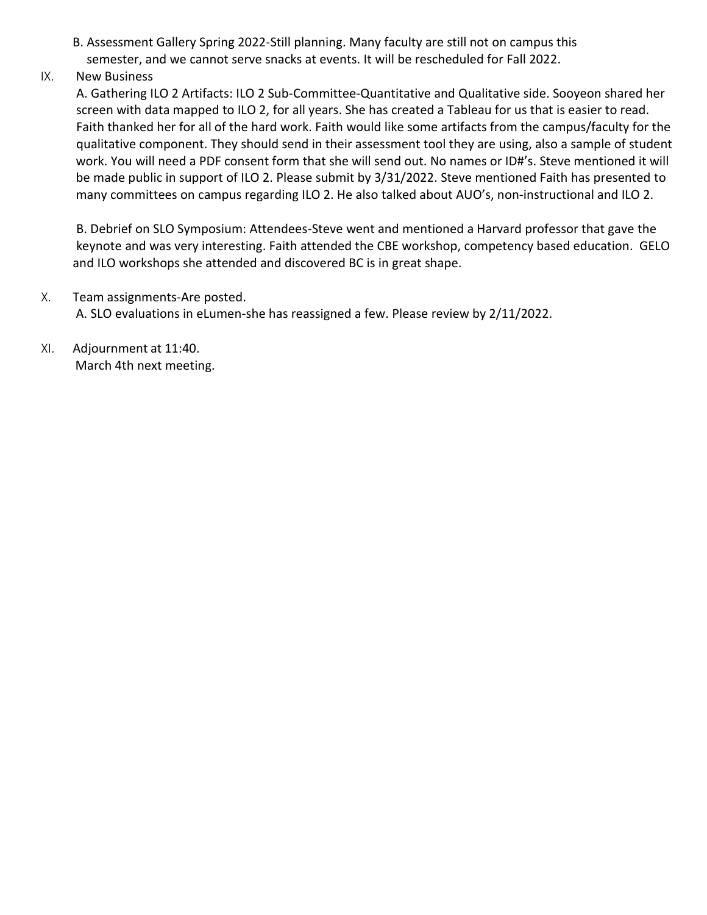B. Assessment Gallery Spring 2022-Still planning. Many faculty are still not on campus this semester, and we cannot serve snacks at events. It will be rescheduled for Fall 2022.

IX. New Business

A. Gathering ILO 2 Artifacts: ILO 2 Sub-Committee-Quantitative and Qualitative side. Sooyeon shared her screen with data mapped to ILO 2, for all years. She has created a Tableau for us that is easier to read. Faith thanked her for all of the hard work. Faith would like some artifacts from the campus/faculty for the qualitative component. They should send in their assessment tool they are using, also a sample of student work. You will need a PDF consent form that she will send out. No names or ID#'s. Steve mentioned it will be made public in support of ILO 2. Please submit by 3/31/2022. Steve mentioned Faith has presented to many committees on campus regarding ILO 2. He also talked about AUO's, non-instructional and ILO 2.

B. Debrief on SLO Symposium: Attendees-Steve went and mentioned a Harvard professor that gave the keynote and was very interesting. Faith attended the CBE workshop, competency based education. GELO and ILO workshops she attended and discovered BC is in great shape.

X. Team assignments-Are posted.

A. SLO evaluations in eLumen-she has reassigned a few. Please review by 2/11/2022.

XI. Adjournment at 11:40.

March 4th next meeting.